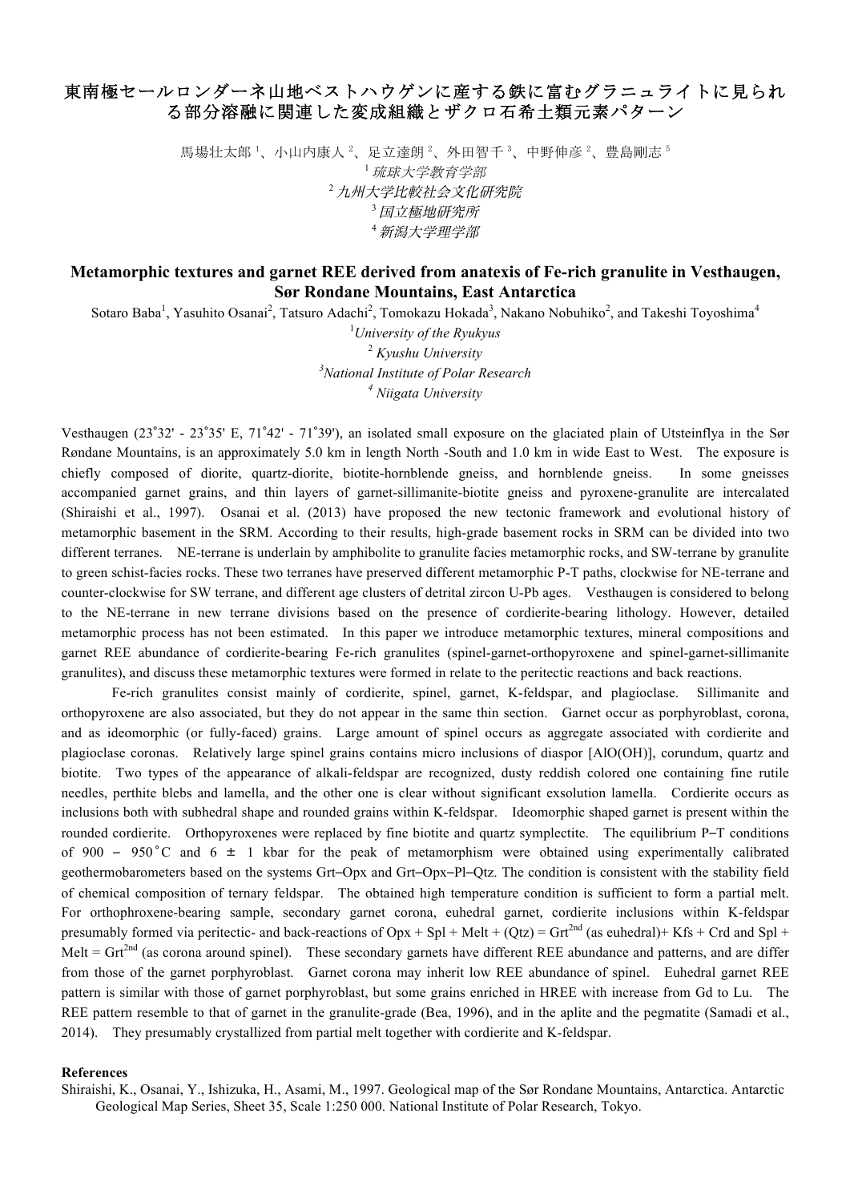# 東南極セールロンダーネ山地ベストハウゲンに産する鉄に富むグラニュライトに見られる部分溶融に関連した変成組織とザクロ石希土類元素パターン

馬場壮太郎[1]、小山内康人[2]、足立達朗[2]、外田智千[3]、中野伸彦[2]、豊島剛志[5]

[1] *琉球大学教育学部*

[2] *九州大学比較社会文化研究院*

[3] *国立極地研究所*

[4] *新潟大学理学部*

## Metamorphic textures and garnet REE derived from anatexis of Fe-rich granulite in Vesthaugen, Sør Rondane Mountains, East Antarctica

Sotaro Baba[1], Yasuhito Osanai[2], Tatsuro Adachi[2], Tomokazu Hokada[3], Nakano Nobuhiko[2], and Takeshi Toyoshima[4]

[1] *University of the Ryukyus*

[2] *Kyushu University*

[3] *National Institute of Polar Research*

[4] *Niigata University*

Vesthaugen (23˚32' - 23˚35' E, 71˚42' - 71˚39'), an isolated small exposure on the glaciated plain of Utsteinflya in the Sør Røndane Mountains, is an approximately 5.0 km in length North -South and 1.0 km in wide East to West. The exposure is chiefly composed of diorite, quartz-diorite, biotite-hornblende gneiss, and hornblende gneiss. In some gneisses accompanied garnet grains, and thin layers of garnet-sillimanite-biotite gneiss and pyroxene-granulite are intercalated (Shiraishi et al., 1997). Osanai et al. (2013) have proposed the new tectonic framework and evolutional history of metamorphic basement in the SRM. According to their results, high-grade basement rocks in SRM can be divided into two different terranes. NE-terrane is underlain by amphibolite to granulite facies metamorphic rocks, and SW-terrane by granulite to green schist-facies rocks. These two terranes have preserved different metamorphic P-T paths, clockwise for NE-terrane and counter-clockwise for SW terrane, and different age clusters of detrital zircon U-Pb ages. Vesthaugen is considered to belong to the NE-terrane in new terrane divisions based on the presence of cordierite-bearing lithology. However, detailed metamorphic process has not been estimated. In this paper we introduce metamorphic textures, mineral compositions and garnet REE abundance of cordierite-bearing Fe-rich granulites (spinel-garnet-orthopyroxene and spinel-garnet-sillimanite granulites), and discuss these metamorphic textures were formed in relate to the peritectic reactions and back reactions.

Fe-rich granulites consist mainly of cordierite, spinel, garnet, K-feldspar, and plagioclase. Sillimanite and orthopyroxene are also associated, but they do not appear in the same thin section. Garnet occur as porphyroblast, corona, and as ideomorphic (or fully-faced) grains. Large amount of spinel occurs as aggregate associated with cordierite and plagioclase coronas. Relatively large spinel grains contains micro inclusions of diaspor [AlO(OH)], corundum, quartz and biotite. Two types of the appearance of alkali-feldspar are recognized, dusty reddish colored one containing fine rutile needles, perthite blebs and lamella, and the other one is clear without significant exsolution lamella. Cordierite occurs as inclusions both with subhedral shape and rounded grains within K-feldspar. Ideomorphic shaped garnet is present within the rounded cordierite. Orthopyroxenes were replaced by fine biotite and quartz symplectite. The equilibrium P–T conditions of 900 – 950˚C and 6 ± 1 kbar for the peak of metamorphism were obtained using experimentally calibrated geothermobarometers based on the systems Grt–Opx and Grt–Opx–Pl–Qtz. The condition is consistent with the stability field of chemical composition of ternary feldspar. The obtained high temperature condition is sufficient to form a partial melt. For orthophroxene-bearing sample, secondary garnet corona, euhedral garnet, cordierite inclusions within K-feldspar presumably formed via peritectic- and back-reactions of Opx + Spl + Melt + (Qtz) = $Grt^{2nd}$ (as euhedral)+ Kfs + Crd and Spl + Melt = $Grt^{2nd}$ (as corona around spinel). These secondary garnets have different REE abundance and patterns, and are differ from those of the garnet porphyroblast. Garnet corona may inherit low REE abundance of spinel. Euhedral garnet REE pattern is similar with those of garnet porphyroblast, but some grains enriched in HREE with increase from Gd to Lu. The REE pattern resemble to that of garnet in the granulite-grade (Bea, 1996), and in the aplite and the pegmatite (Samadi et al., 2014). They presumably crystallized from partial melt together with cordierite and K-feldspar.

**References**

Shiraishi, K., Osanai, Y., Ishizuka, H., Asami, M., 1997. Geological map of the Sør Rondane Mountains, Antarctica. Antarctic Geological Map Series, Sheet 35, Scale 1:250 000. National Institute of Polar Research, Tokyo.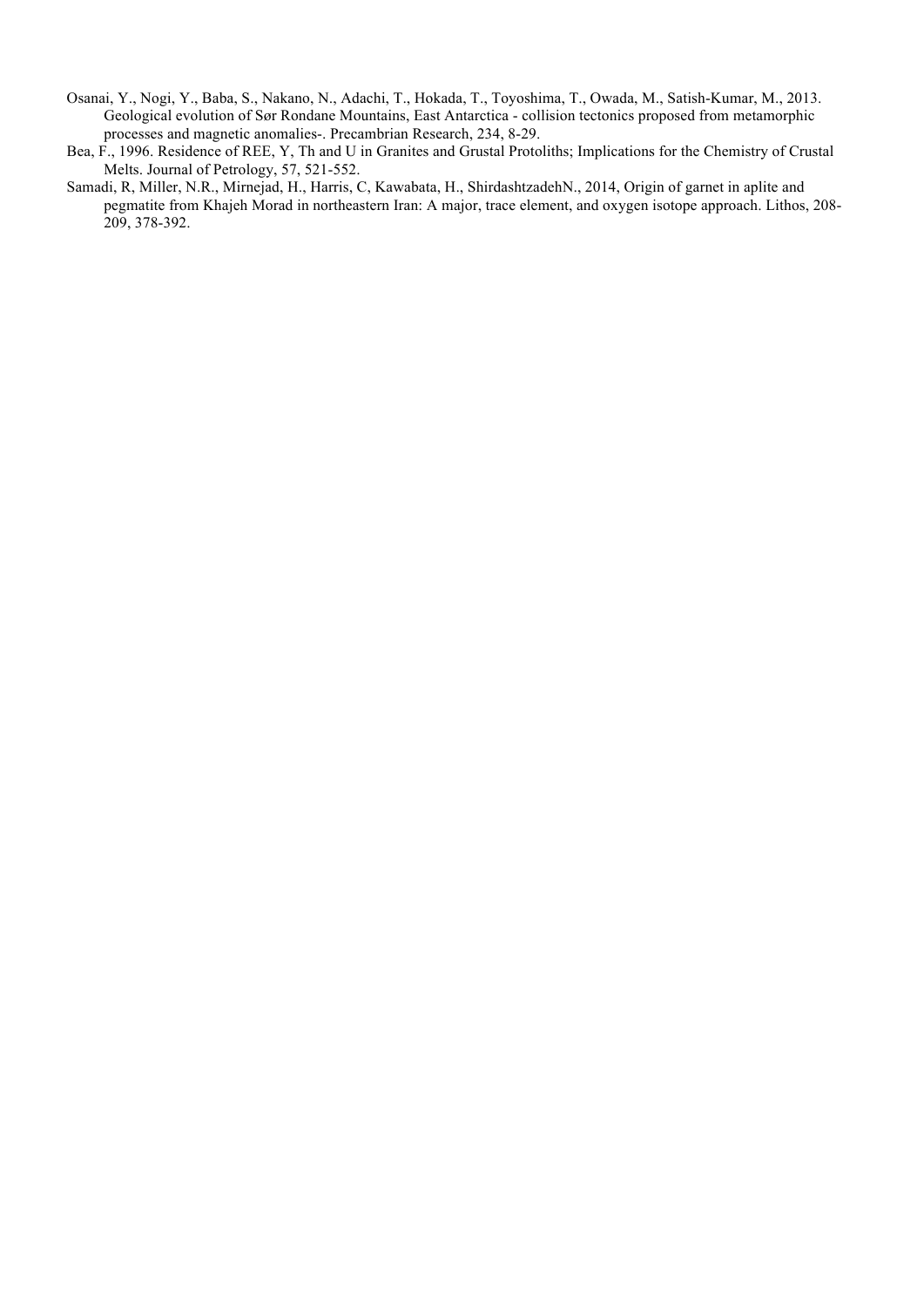Osanai, Y., Nogi, Y., Baba, S., Nakano, N., Adachi, T., Hokada, T., Toyoshima, T., Owada, M., Satish-Kumar, M., 2013. Geological evolution of Sør Rondane Mountains, East Antarctica - collision tectonics proposed from metamorphic processes and magnetic anomalies-. Precambrian Research, 234, 8-29.

Bea, F., 1996. Residence of REE, Y, Th and U in Granites and Grustal Protoliths; Implications for the Chemistry of Crustal Melts. Journal of Petrology, 57, 521-552.

Samadi, R, Miller, N.R., Mirnejad, H., Harris, C, Kawabata, H., ShirdashtzadehN., 2014, Origin of garnet in aplite and pegmatite from Khajeh Morad in northeastern Iran: A major, trace element, and oxygen isotope approach. Lithos, 208-209, 378-392.